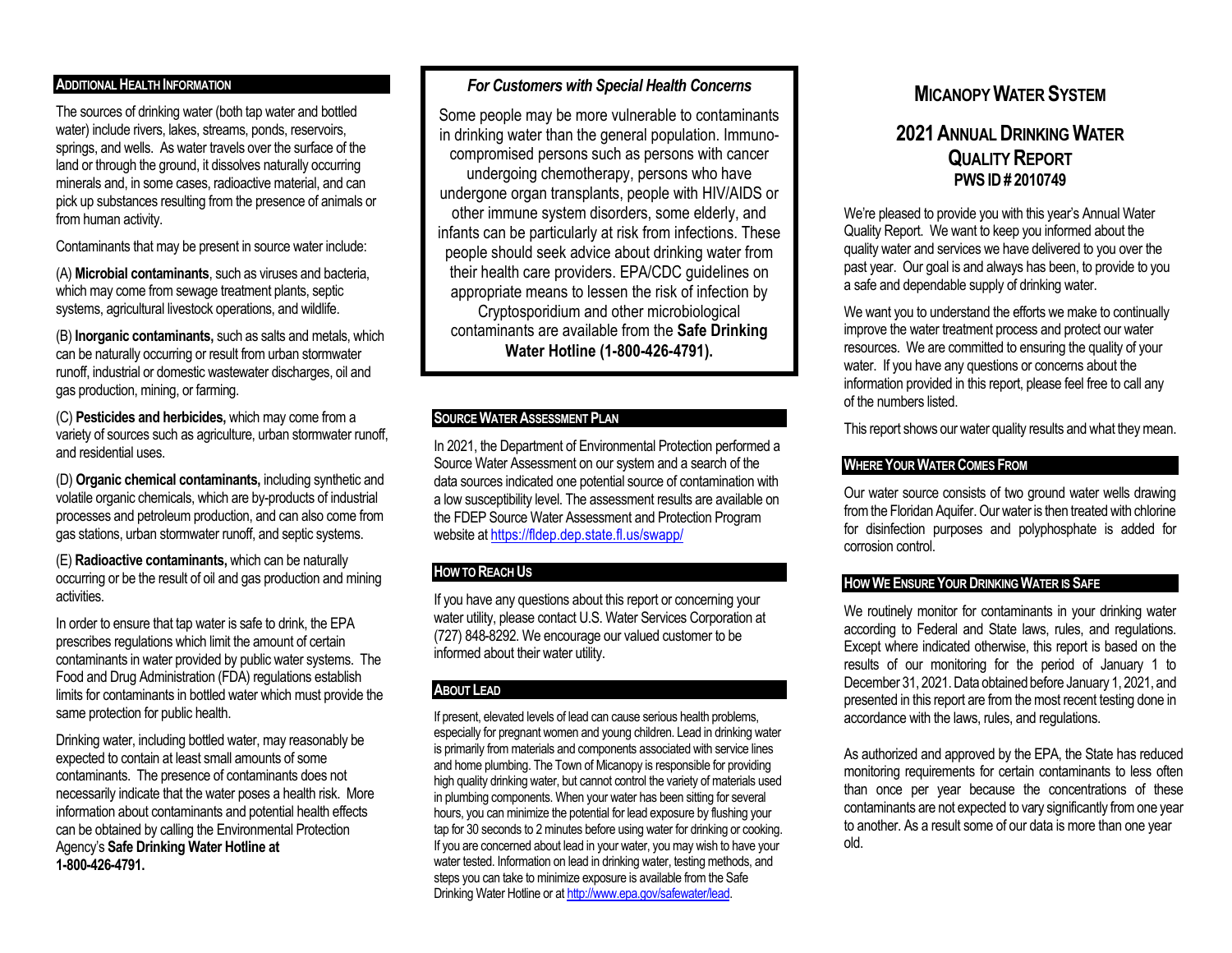## Additional Health Information

The sources of drinking water (both tap water and bottled water) include rivers, lakes, streams, ponds, reservoirs, springs, and wells. As water travels over the surface of the land or through the ground, it dissolves naturally occurring minerals and, in some cases, radioactive material, and can pick up substances resulting from the presence of animals or from human activity.

Contaminants that may be present in source water include:

(A) **Microbial contaminants**, such as viruses and bacteria, which may come from sewage treatment plants, septic systems, agricultural livestock operations, and wildlife.

(B) **Inorganic contaminants,** such as salts and metals, which can be naturally occurring or result from urban stormwater runoff, industrial or domestic wastewater discharges, oil and gas production, mining, or farming.

(C) **Pesticides and herbicides,** which may come from a variety of sources such as agriculture, urban stormwater runoff, and residential uses.

(D) **Organic chemical contaminants,** including synthetic and volatile organic chemicals, which are by-products of industrial processes and petroleum production, and can also come from gas stations, urban stormwater runoff, and septic systems.

(E) **Radioactive contaminants,** which can be naturally occurring or be the result of oil and gas production and mining activities.

In order to ensure that tap water is safe to drink, the EPA prescribes regulations which limit the amount of certain contaminants in water provided by public water systems. The Food and Drug Administration (FDA) regulations establish limits for contaminants in bottled water which must provide the same protection for public health.

Drinking water, including bottled water, may reasonably be expected to contain at least small amounts of some contaminants. The presence of contaminants does not necessarily indicate that the water poses a health risk. More information about contaminants and potential health effects can be obtained by calling the Environmental Protection Agency's **Safe Drinking Water Hotline at 1-800-426-4791.**

### *For Customers with Special Health Concerns*

Some people may be more vulnerable to contaminants in drinking water than the general population. Immuno-compromised persons such as persons with cancer undergoing chemotherapy, persons who have undergone organ transplants, people with HIV/AIDS or other immune system disorders, some elderly, and infants can be particularly at risk from infections. These people should seek advice about drinking water from their health care providers. EPA/CDC guidelines on appropriate means to lessen the risk of infection by Cryptosporidium and other microbiological contaminants are available from the **Safe Drinking Water Hotline (1-800-426-4791).**

## Source Water Assessment Plan

In 2021, the Department of Environmental Protection performed a Source Water Assessment on our system and a search of the data sources indicated one potential source of contamination with a low susceptibility level. The assessment results are available on the FDEP Source Water Assessment and Protection Program website at https://fldep.dep.state.fl.us/swapp/

## How to Reach Us

If you have any questions about this report or concerning your water utility, please contact U.S. Water Services Corporation at (727) 848-8292. We encourage our valued customer to be informed about their water utility.

## About Lead

If present, elevated levels of lead can cause serious health problems, especially for pregnant women and young children. Lead in drinking water is primarily from materials and components associated with service lines and home plumbing. The Town of Micanopy is responsible for providing high quality drinking water, but cannot control the variety of materials used in plumbing components. When your water has been sitting for several hours, you can minimize the potential for lead exposure by flushing your tap for 30 seconds to 2 minutes before using water for drinking or cooking. If you are concerned about lead in your water, you may wish to have your water tested. Information on lead in drinking water, testing methods, and steps you can take to minimize exposure is available from the Safe Drinking Water Hotline or at http://www.epa.gov/safewater/lead.

# Micanopy Water System

# 2021 Annual Drinking Water Quality Report

**PWS ID # 2010749**

We're pleased to provide you with this year's Annual Water Quality Report. We want to keep you informed about the quality water and services we have delivered to you over the past year. Our goal is and always has been, to provide to you a safe and dependable supply of drinking water.

We want you to understand the efforts we make to continually improve the water treatment process and protect our water resources. We are committed to ensuring the quality of your water. If you have any questions or concerns about the information provided in this report, please feel free to call any of the numbers listed.

This report shows our water quality results and what they mean.

## Where Your Water Comes From

Our water source consists of two ground water wells drawing from the Floridan Aquifer. Our water is then treated with chlorine for disinfection purposes and polyphosphate is added for corrosion control.

## How We Ensure Your Drinking Water is Safe

We routinely monitor for contaminants in your drinking water according to Federal and State laws, rules, and regulations. Except where indicated otherwise, this report is based on the results of our monitoring for the period of January 1 to December 31, 2021. Data obtained before January 1, 2021, and presented in this report are from the most recent testing done in accordance with the laws, rules, and regulations.

As authorized and approved by the EPA, the State has reduced monitoring requirements for certain contaminants to less often than once per year because the concentrations of these contaminants are not expected to vary significantly from one year to another. As a result some of our data is more than one year old.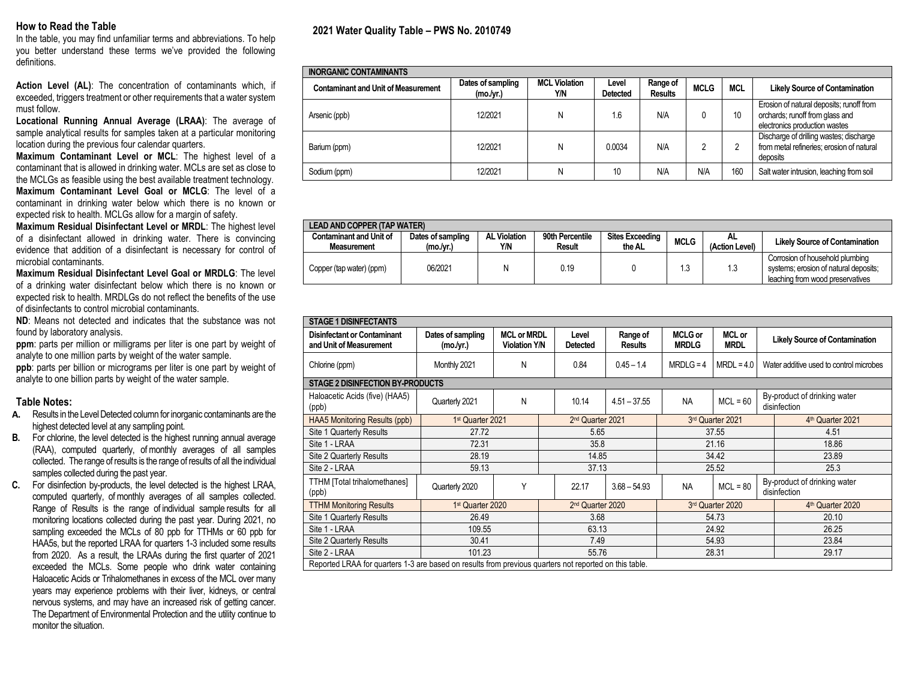## How to Read the Table

In the table, you may find unfamiliar terms and abbreviations. To help you better understand these terms we've provided the following definitions.

**Action Level (AL)**: The concentration of contaminants which, if exceeded, triggers treatment or other requirements that a water system must follow.

**Locational Running Annual Average (LRAA)**: The average of sample analytical results for samples taken at a particular monitoring location during the previous four calendar quarters.

**Maximum Contaminant Level or MCL**: The highest level of a contaminant that is allowed in drinking water. MCLs are set as close to the MCLGs as feasible using the best available treatment technology.

**Maximum Contaminant Level Goal or MCLG**: The level of a contaminant in drinking water below which there is no known or expected risk to health. MCLGs allow for a margin of safety.

**Maximum Residual Disinfectant Level or MRDL**: The highest level of a disinfectant allowed in drinking water. There is convincing evidence that addition of a disinfectant is necessary for control of microbial contaminants.

**Maximum Residual Disinfectant Level Goal or MRDLG**: The level of a drinking water disinfectant below which there is no known or expected risk to health. MRDLGs do not reflect the benefits of the use of disinfectants to control microbial contaminants.

**ND**: Means not detected and indicates that the substance was not found by laboratory analysis.

**ppm**: parts per million or milligrams per liter is one part by weight of analyte to one million parts by weight of the water sample.

**ppb**: parts per billion or micrograms per liter is one part by weight of analyte to one billion parts by weight of the water sample.

## Table Notes:

- **A.** Results in the Level Detected column for inorganic contaminants are the highest detected level at any sampling point.
- **B.** For chlorine, the level detected is the highest running annual average (RAA), computed quarterly, of monthly averages of all samples collected. The range of results is the range of results of all the individual samples collected during the past year.
- **C.** For disinfection by-products, the level detected is the highest LRAA, computed quarterly, of monthly averages of all samples collected. Range of Results is the range of individual sample results for all monitoring locations collected during the past year. During 2021, no sampling exceeded the MCLs of 80 ppb for TTHMs or 60 ppb for HAA5s, but the reported LRAA for quarters 1-3 included some results from 2020. As a result, the LRAAs during the first quarter of 2021 exceeded the MCLs. Some people who drink water containing Haloacetic Acids or Trihalomethanes in excess of the MCL over many years may experience problems with their liver, kidneys, or central nervous systems, and may have an increased risk of getting cancer. The Department of Environmental Protection and the utility continue to monitor the situation.

## 2021 Water Quality Table – PWS No. 2010749

| INORGANIC CONTAMINANTS | | | | | | | |
|---|---|---|---|---|---|---|---|
| **Contaminant and Unit of Measurement** | **Dates of sampling (mo./yr.)** | **MCL Violation Y/N** | **Level Detected** | **Range of Results** | **MCLG** | **MCL** | **Likely Source of Contamination** |
| Arsenic (ppb) | 12/2021 | N | 1.6 | N/A | 0 | 10 | Erosion of natural deposits; runoff from orchards; runoff from glass and electronics production wastes |
| Barium (ppm) | 12/2021 | N | 0.0034 | N/A | 2 | 2 | Discharge of drilling wastes; discharge from metal refineries; erosion of natural deposits |
| Sodium (ppm) | 12/2021 | N | 10 | N/A | N/A | 160 | Salt water intrusion, leaching from soil |

| LEAD AND COPPER (TAP WATER) | | | | | | | |
|---|---|---|---|---|---|---|---|
| **Contaminant and Unit of Measurement** | **Dates of sampling (mo./yr.)** | **AL Violation Y/N** | **90th Percentile Result** | **Sites Exceeding the AL** | **MCLG** | **AL (Action Level)** | **Likely Source of Contamination** |
| Copper (tap water) (ppm) | 06/2021 | N | 0.19 | 0 | 1.3 | 1.3 | Corrosion of household plumbing systems; erosion of natural deposits; leaching from wood preservatives |

| STAGE 1 DISINFECTANTS | | | | | | | |
|---|---|---|---|---|---|---|---|
| **Disinfectant or Contaminant and Unit of Measurement** | **Dates of sampling (mo./yr.)** | **MCL or MRDL Violation Y/N** | **Level Detected** | **Range of Results** | **MCLG or MRDLG** | **MCL or MRDL** | **Likely Source of Contamination** |
| Chlorine (ppm) | Monthly 2021 | N | 0.84 | 0.45 – 1.4 | MRDLG = 4 | MRDL = 4.0 | Water additive used to control microbes |
| **STAGE 2 DISINFECTION BY-PRODUCTS** | | | | | | | |
| Haloacetic Acids (five) (HAA5) (ppb) | Quarterly 2021 | N | 10.14 | 4.51 – 37.55 | NA | MCL = 60 | By-product of drinking water disinfection |
| HAA5 Monitoring Results (ppb) | 1st Quarter 2021 | | 2nd Quarter 2021 | | 3rd Quarter 2021 | | 4th Quarter 2021 |
| Site 1 Quarterly Results | 27.72 | | 5.65 | | 37.55 | | 4.51 |
| Site 1 - LRAA | 72.31 | | 35.8 | | 21.16 | | 18.86 |
| Site 2 Quarterly Results | 28.19 | | 14.85 | | 34.42 | | 23.89 |
| Site 2 - LRAA | 59.13 | | 37.13 | | 25.52 | | 25.3 |
| TTHM [Total trihalomethanes] (ppb) | Quarterly 2020 | Y | 22.17 | 3.68 – 54.93 | NA | MCL = 80 | By-product of drinking water disinfection |
| TTHM Monitoring Results | 1st Quarter 2020 | | 2nd Quarter 2020 | | 3rd Quarter 2020 | | 4th Quarter 2020 |
| Site 1 Quarterly Results | 26.49 | | 3.68 | | 54.73 | | 20.10 |
| Site 1 - LRAA | 109.55 | | 63.13 | | 24.92 | | 26.25 |
| Site 2 Quarterly Results | 30.41 | | 7.49 | | 54.93 | | 23.84 |
| Site 2 - LRAA | 101.23 | | 55.76 | | 28.31 | | 29.17 |
| Reported LRAA for quarters 1-3 are based on results from previous quarters not reported on this table. | | | | | | | |